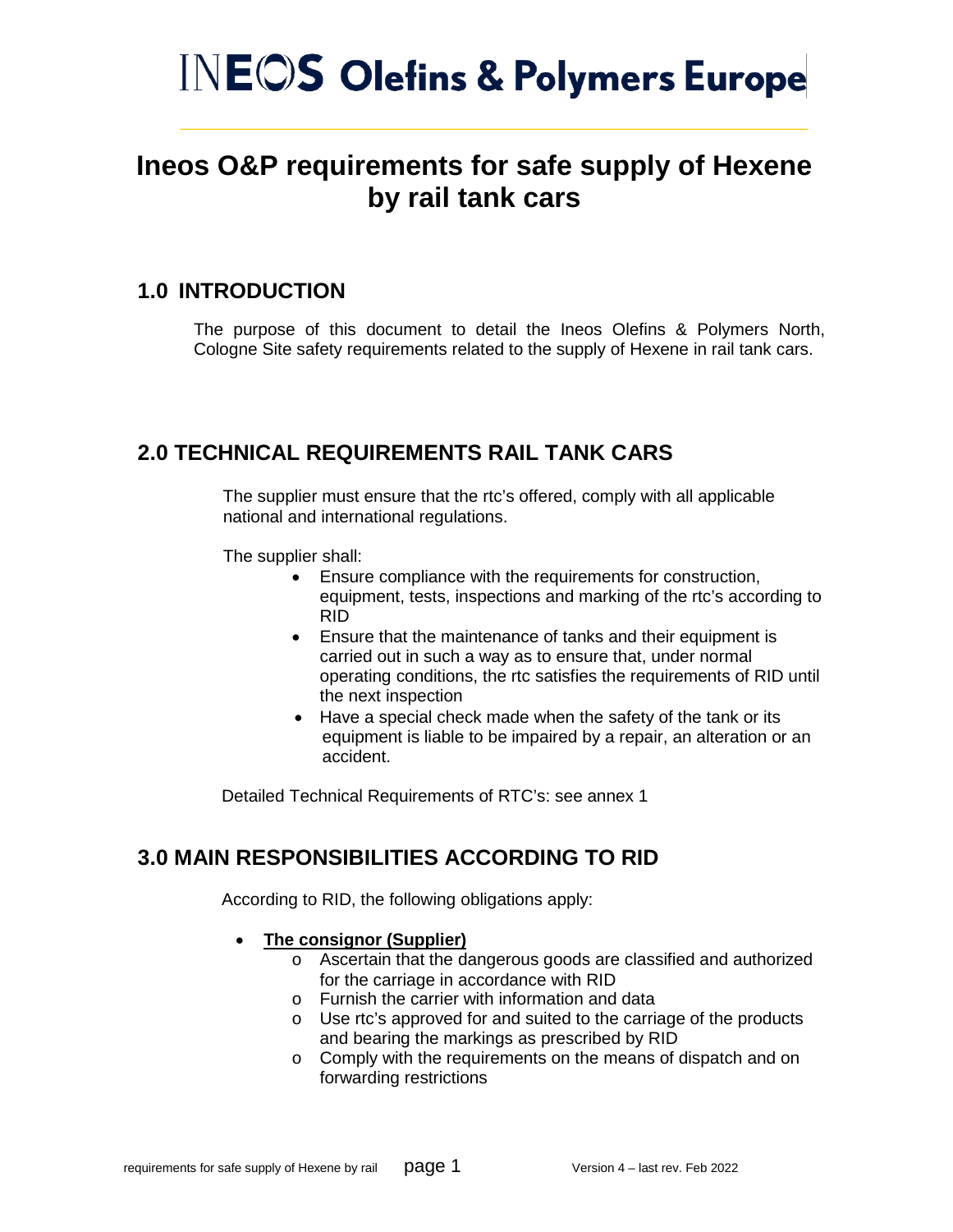# INEOS Olefins & Polymers Europe

# Ineos O&P requirements for safe supply of Hexene by rail tank cars

## 1.0 INTRODUCTION

The purpose of this document to detail the Ineos Olefins & Polymers North, Cologne Site safety requirements related to the supply of Hexene in rail tank cars.

## 2.0 TECHNICAL REQUIREMENTS RAIL TANK CARS

The supplier must ensure that the rtc's offered, comply with all applicable national and international regulations.

The supplier shall:

- Ensure compliance with the requirements for construction, equipment, tests, inspections and marking of the rtc's according to RID
- Ensure that the maintenance of tanks and their equipment is carried out in such a way as to ensure that, under normal operating conditions, the rtc satisfies the requirements of RID until the next inspection
- Have a special check made when the safety of the tank or its equipment is liable to be impaired by a repair, an alteration or an accident.

Detailed Technical Requirements of RTC's: see annex 1

## 3.0 MAIN RESPONSIBILITIES ACCORDING TO RID

According to RID, the following obligations apply:

- **The consignor (Supplier)**
    - Ascertain that the dangerous goods are classified and authorized for the carriage in accordance with RID
    - Furnish the carrier with information and data
    - Use rtc's approved for and suited to the carriage of the products and bearing the markings as prescribed by RID
    - Comply with the requirements on the means of dispatch and on forwarding restrictions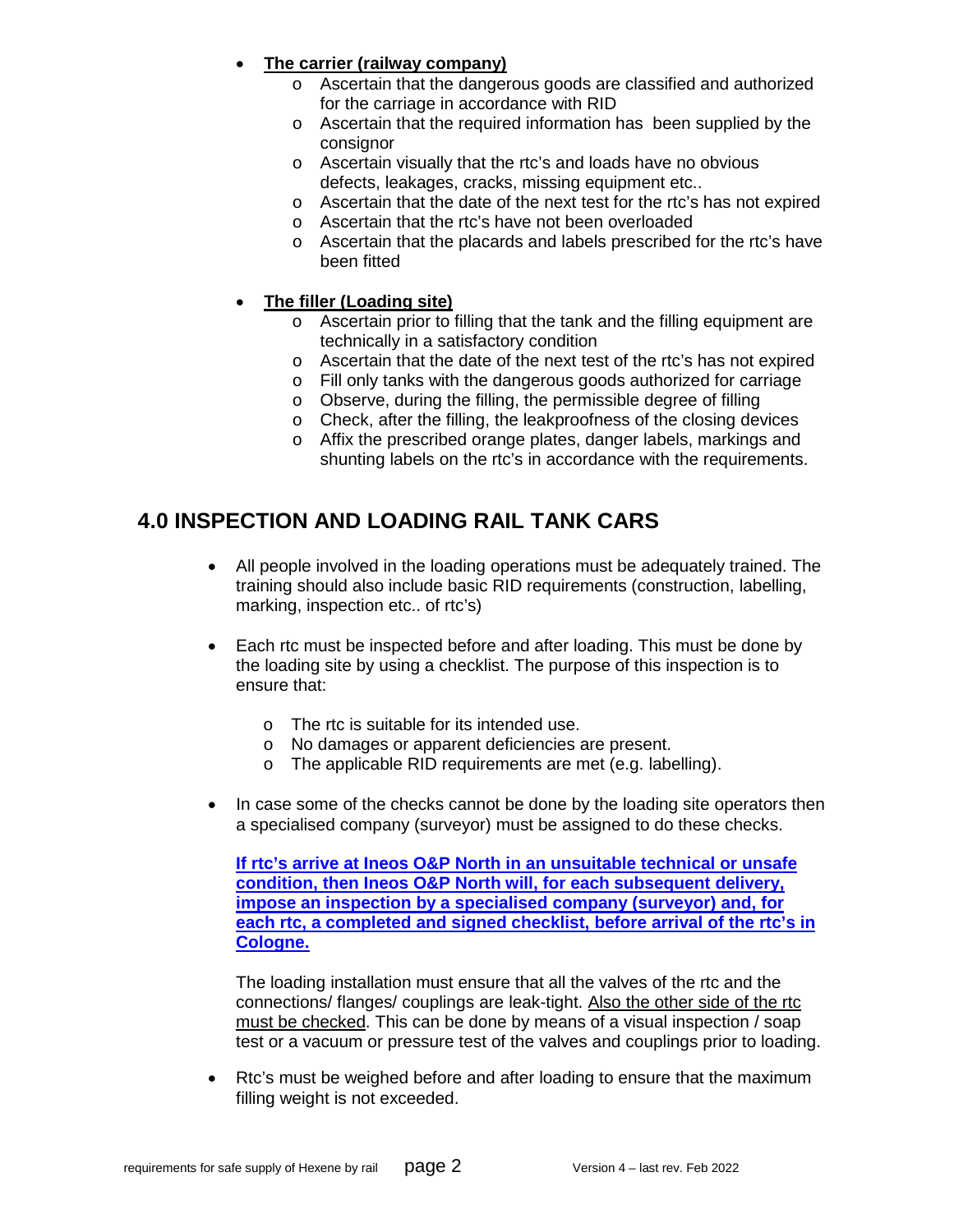- **<u>The carrier (railway company)</u>**
  - Ascertain that the dangerous goods are classified and authorized for the carriage in accordance with RID
  - Ascertain that the required information has been supplied by the consignor
  - Ascertain visually that the rtc's and loads have no obvious defects, leakages, cracks, missing equipment etc..
  - Ascertain that the date of the next test for the rtc's has not expired
  - Ascertain that the rtc's have not been overloaded
  - Ascertain that the placards and labels prescribed for the rtc's have been fitted

- **<u>The filler (Loading site)</u>**
  - Ascertain prior to filling that the tank and the filling equipment are technically in a satisfactory condition
  - Ascertain that the date of the next test of the rtc's has not expired
  - Fill only tanks with the dangerous goods authorized for carriage
  - Observe, during the filling, the permissible degree of filling
  - Check, after the filling, the leakproofness of the closing devices
  - Affix the prescribed orange plates, danger labels, markings and shunting labels on the rtc's in accordance with the requirements.

## 4.0 INSPECTION AND LOADING RAIL TANK CARS

- All people involved in the loading operations must be adequately trained. The training should also include basic RID requirements (construction, labelling, marking, inspection etc.. of rtc's)

- Each rtc must be inspected before and after loading. This must be done by the loading site by using a checklist. The purpose of this inspection is to ensure that:

  - The rtc is suitable for its intended use.
  - No damages or apparent deficiencies are present.
  - The applicable RID requirements are met (e.g. labelling).

- In case some of the checks cannot be done by the loading site operators then a specialised company (surveyor) must be assigned to do these checks.

  **<u>If rtc's arrive at Ineos O&P North in an unsuitable technical or unsafe condition, then Ineos O&P North will, for each subsequent delivery, impose an inspection by a specialised company (surveyor) and, for each rtc, a completed and signed checklist, before arrival of the rtc's in Cologne.</u>**

  The loading installation must ensure that all the valves of the rtc and the connections/ flanges/ couplings are leak-tight. <u>Also the other side of the rtc must be checked</u>. This can be done by means of a visual inspection / soap test or a vacuum or pressure test of the valves and couplings prior to loading.

- Rtc's must be weighed before and after loading to ensure that the maximum filling weight is not exceeded.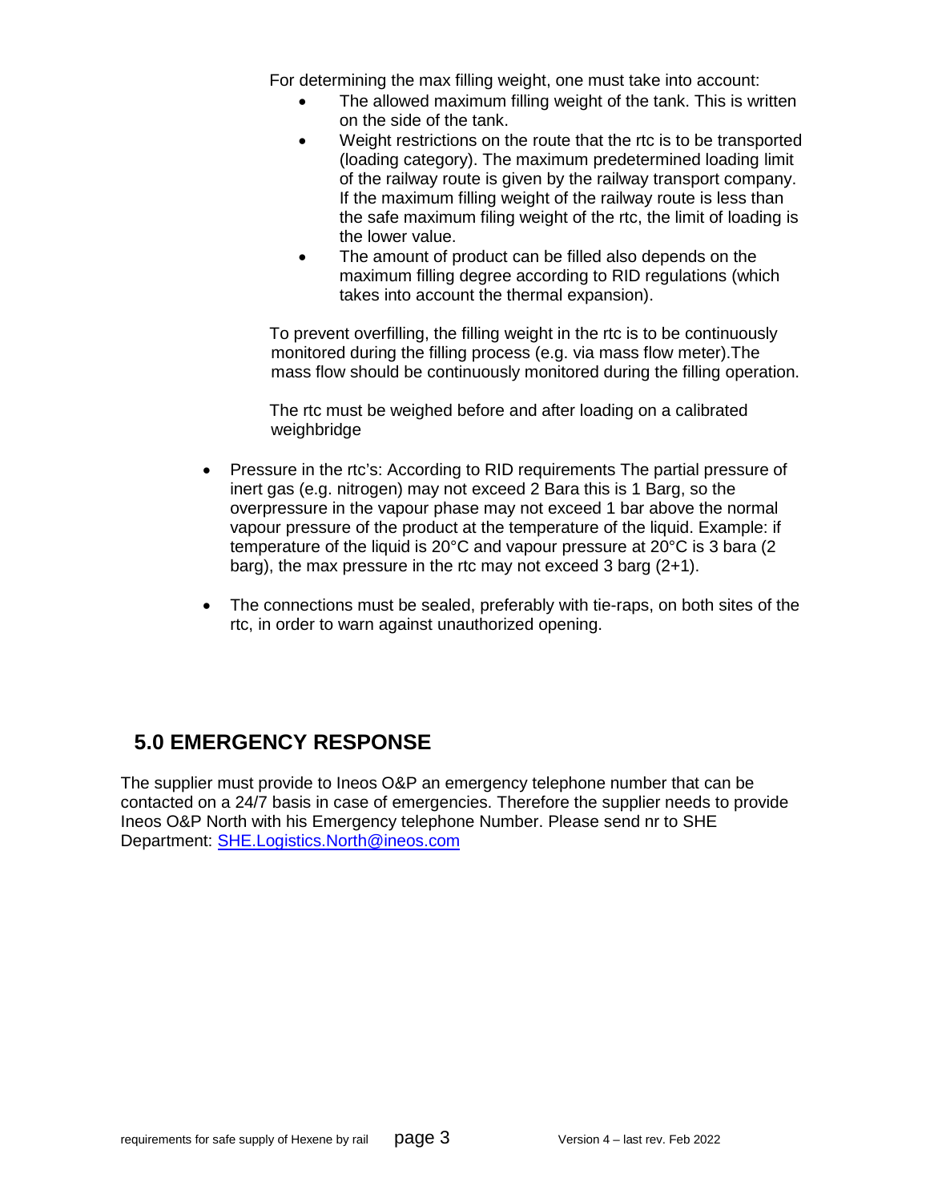For determining the max filling weight, one must take into account:

- The allowed maximum filling weight of the tank. This is written on the side of the tank.
- Weight restrictions on the route that the rtc is to be transported (loading category). The maximum predetermined loading limit of the railway route is given by the railway transport company. If the maximum filling weight of the railway route is less than the safe maximum filing weight of the rtc, the limit of loading is the lower value.
- The amount of product can be filled also depends on the maximum filling degree according to RID regulations (which takes into account the thermal expansion).

To prevent overfilling, the filling weight in the rtc is to be continuously monitored during the filling process (e.g. via mass flow meter).The mass flow should be continuously monitored during the filling operation.

The rtc must be weighed before and after loading on a calibrated weighbridge

- Pressure in the rtc's: According to RID requirements The partial pressure of inert gas (e.g. nitrogen) may not exceed 2 Bara this is 1 Barg, so the overpressure in the vapour phase may not exceed 1 bar above the normal vapour pressure of the product at the temperature of the liquid. Example: if temperature of the liquid is 20°C and vapour pressure at 20°C is 3 bara (2 barg), the max pressure in the rtc may not exceed 3 barg (2+1).
- The connections must be sealed, preferably with tie-raps, on both sites of the rtc, in order to warn against unauthorized opening.

## 5.0 EMERGENCY RESPONSE

The supplier must provide to Ineos O&P an emergency telephone number that can be contacted on a 24/7 basis in case of emergencies. Therefore the supplier needs to provide Ineos O&P North with his Emergency telephone Number. Please send nr to SHE Department: SHE.Logistics.North@ineos.com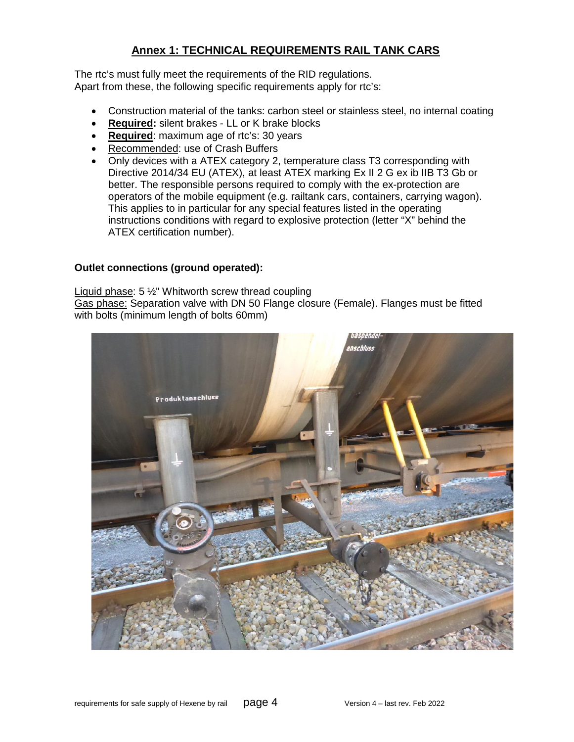## Annex 1: TECHNICAL REQUIREMENTS RAIL TANK CARS

The rtc's must fully meet the requirements of the RID regulations.
Apart from these, the following specific requirements apply for rtc's:

- Construction material of the tanks: carbon steel or stainless steel, no internal coating
- **Required:** silent brakes - LL or K brake blocks
- **Required**: maximum age of rtc's: 30 years
- Recommended: use of Crash Buffers
- Only devices with a ATEX category 2, temperature class T3 corresponding with Directive 2014/34 EU (ATEX), at least ATEX marking Ex II 2 G ex ib IIB T3 Gb or better. The responsible persons required to comply with the ex-protection are operators of the mobile equipment (e.g. railtank cars, containers, carrying wagon). This applies to in particular for any special features listed in the operating instructions conditions with regard to explosive protection (letter "X" behind the ATEX certification number).

**Outlet connections (ground operated):**

Liquid phase: 5 ½" Whitworth screw thread coupling
Gas phase: Separation valve with DN 50 Flange closure (Female). Flanges must be fitted with bolts (minimum length of bolts 60mm)